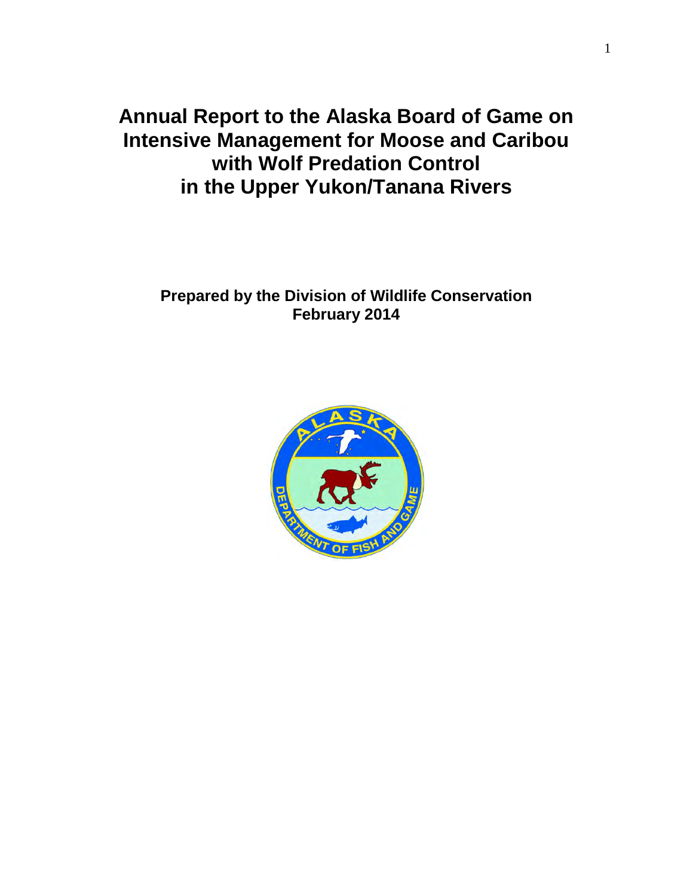# Annual Report to the Alaska Board of Game on Intensive Management for Moose and Caribou with Wolf Predation Control in the Upper Yukon/Tanana Rivers

**Prepared by the Division of Wildlife Conservation**
**February 2014**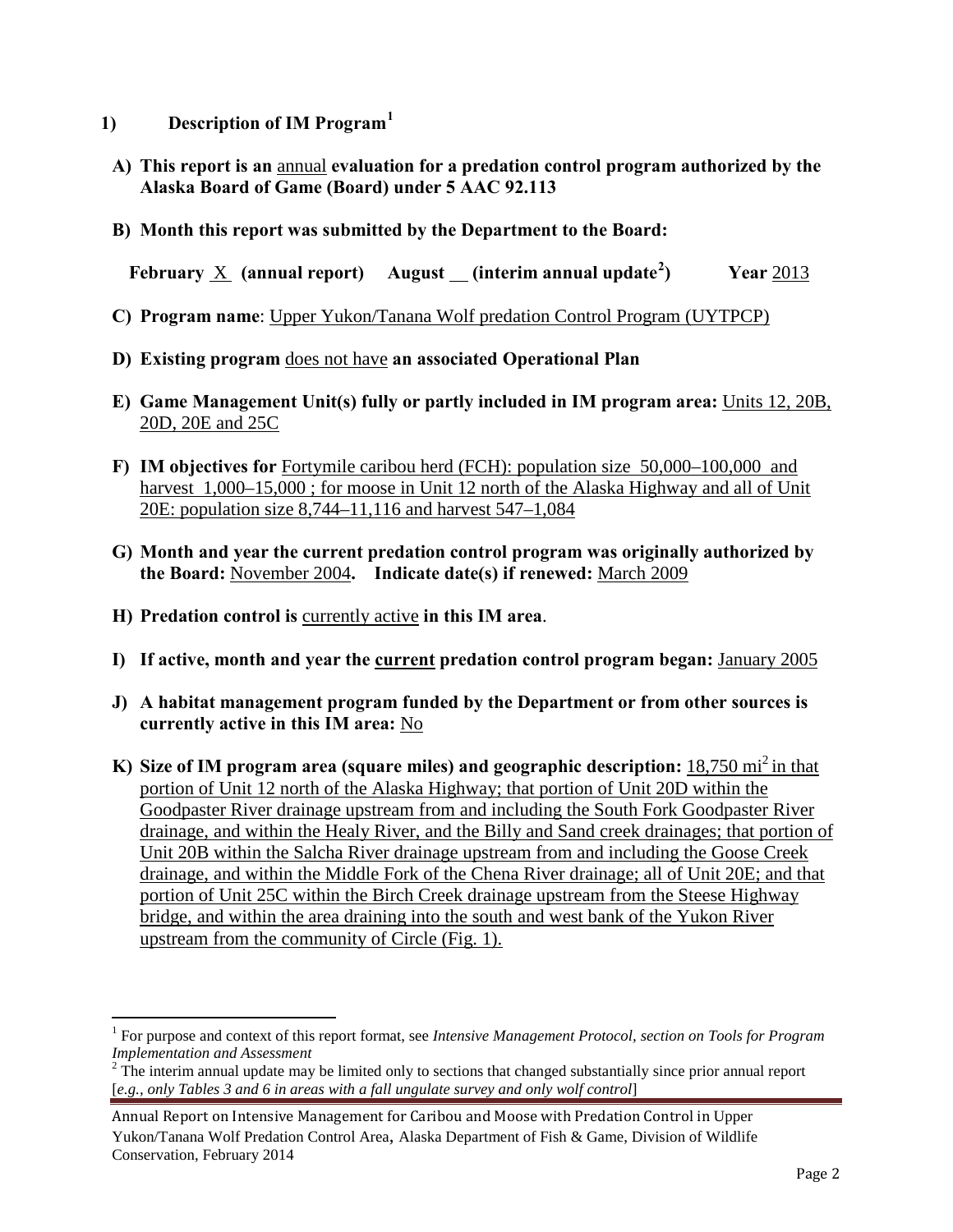## 1) Description of IM Program[1]

**A) This report is an** annual **evaluation for a predation control program authorized by the Alaska Board of Game (Board) under 5 AAC 92.113**

**B) Month this report was submitted by the Department to the Board:**

**February** X **(annual report)** **August** __ **(interim annual update[2])** **Year** 2013

**C) Program name**: Upper Yukon/Tanana Wolf predation Control Program (UYTPCP)

**D) Existing program** does not have **an associated Operational Plan**

**E) Game Management Unit(s) fully or partly included in IM program area:** Units 12, 20B, 20D, 20E and 25C

**F) IM objectives for** Fortymile caribou herd (FCH): population size 50,000–100,000 and harvest 1,000–15,000 ; for moose in Unit 12 north of the Alaska Highway and all of Unit 20E: population size 8,744–11,116 and harvest 547–1,084

**G) Month and year the current predation control program was originally authorized by the Board:** November 2004**. Indicate date(s) if renewed:** March 2009

**H) Predation control is** currently active **in this IM area**.

**I) If active, month and year the current predation control program began:** January 2005

**J) A habitat management program funded by the Department or from other sources is currently active in this IM area:** No

**K) Size of IM program area (square miles) and geographic description:** 18,750 mi$^2$ in that portion of Unit 12 north of the Alaska Highway; that portion of Unit 20D within the Goodpaster River drainage upstream from and including the South Fork Goodpaster River drainage, and within the Healy River, and the Billy and Sand creek drainages; that portion of Unit 20B within the Salcha River drainage upstream from and including the Goose Creek drainage, and within the Middle Fork of the Chena River drainage; all of Unit 20E; and that portion of Unit 25C within the Birch Creek drainage upstream from the Steese Highway bridge, and within the area draining into the south and west bank of the Yukon River upstream from the community of Circle (Fig. 1).

---

[1] For purpose and context of this report format, see *Intensive Management Protocol, section on Tools for Program Implementation and Assessment*

[2] The interim annual update may be limited only to sections that changed substantially since prior annual report [*e.g., only Tables 3 and 6 in areas with a fall ungulate survey and only wolf control*]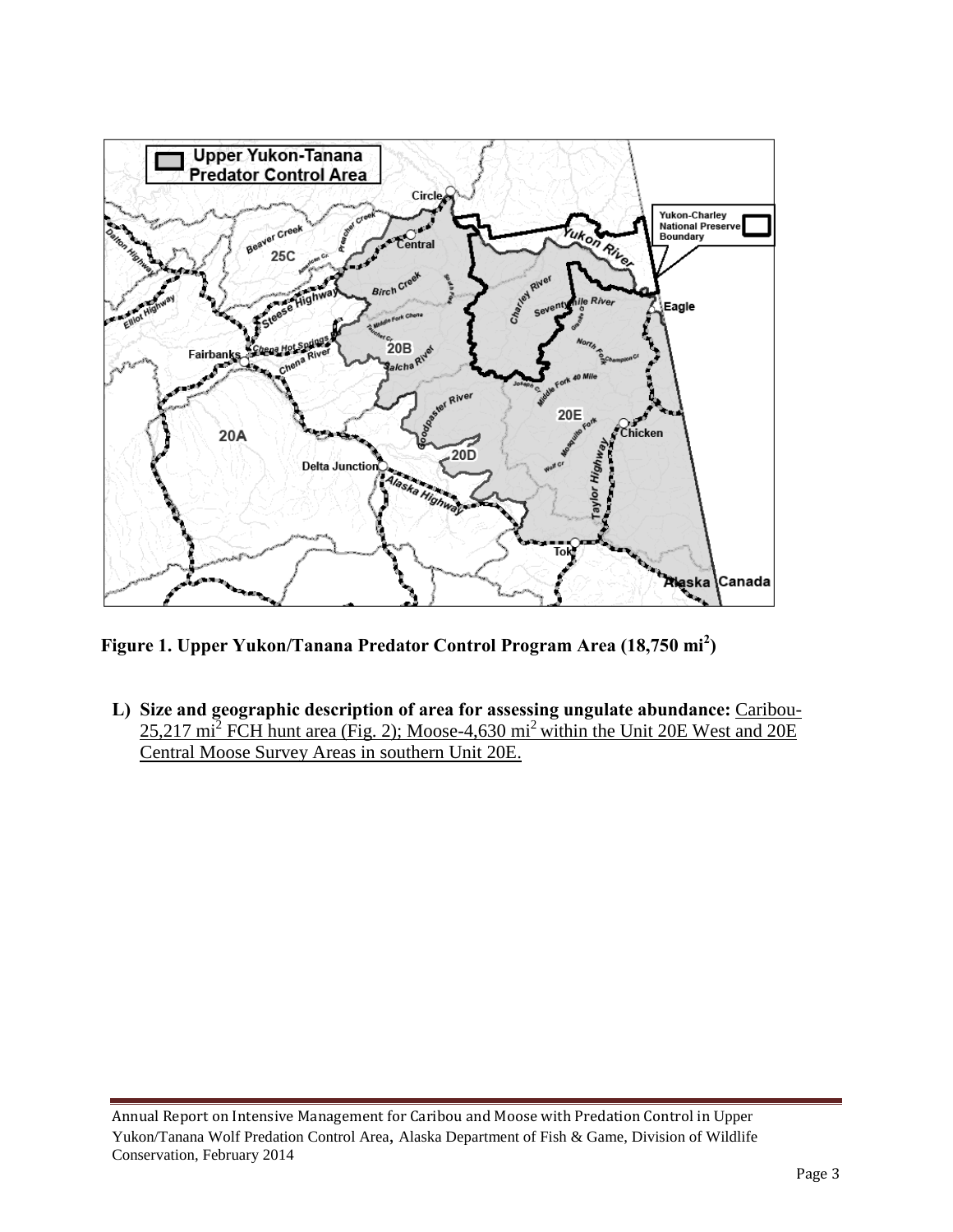**Figure 1. Upper Yukon/Tanana Predator Control Program Area (18,750 mi$^2$)**

**L) Size and geographic description of area for assessing ungulate abundance:** Caribou-25,217 mi$^2$ FCH hunt area (Fig. 2); Moose-4,630 mi$^2$ within the Unit 20E West and 20E Central Moose Survey Areas in southern Unit 20E.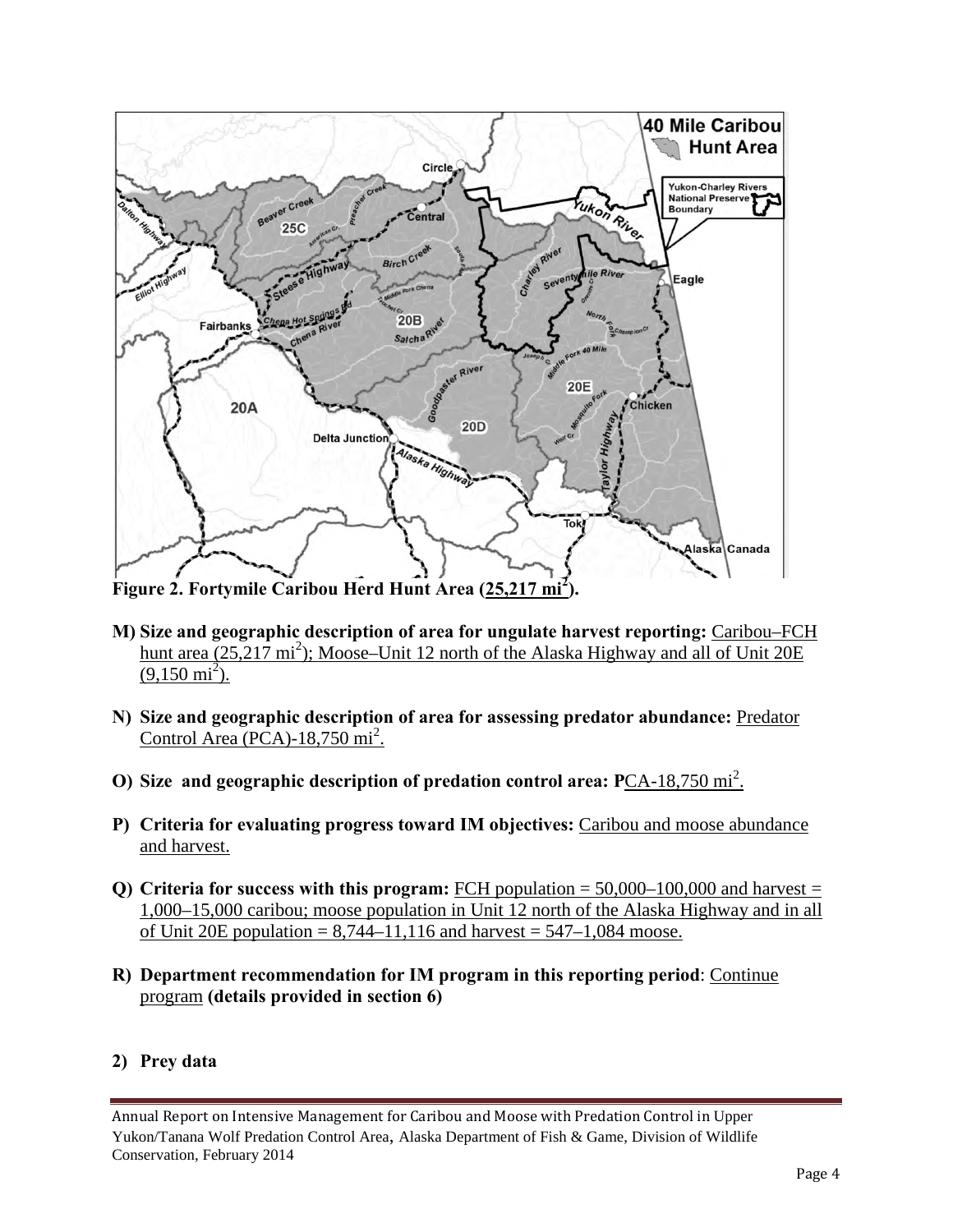**Figure 2. Fortymile Caribou Herd Hunt Area (25,217 mi$^2$).**

- **M) Size and geographic description of area for ungulate harvest reporting:** Caribou–FCH hunt area (25,217 mi$^2$); Moose–Unit 12 north of the Alaska Highway and all of Unit 20E (9,150 mi$^2$).

- **N) Size and geographic description of area for assessing predator abundance:** Predator Control Area (PCA)-18,750 mi$^2$.

- **O) Size and geographic description of predation control area: P**CA-18,750 mi$^2$.

- **P) Criteria for evaluating progress toward IM objectives:** Caribou and moose abundance and harvest.

- **Q) Criteria for success with this program:** FCH population = 50,000–100,000 and harvest = 1,000–15,000 caribou; moose population in Unit 12 north of the Alaska Highway and in all of Unit 20E population = 8,744–11,116 and harvest = 547–1,084 moose.

- **R) Department recommendation for IM program in this reporting period**: Continue program **(details provided in section 6)**

**2) Prey data**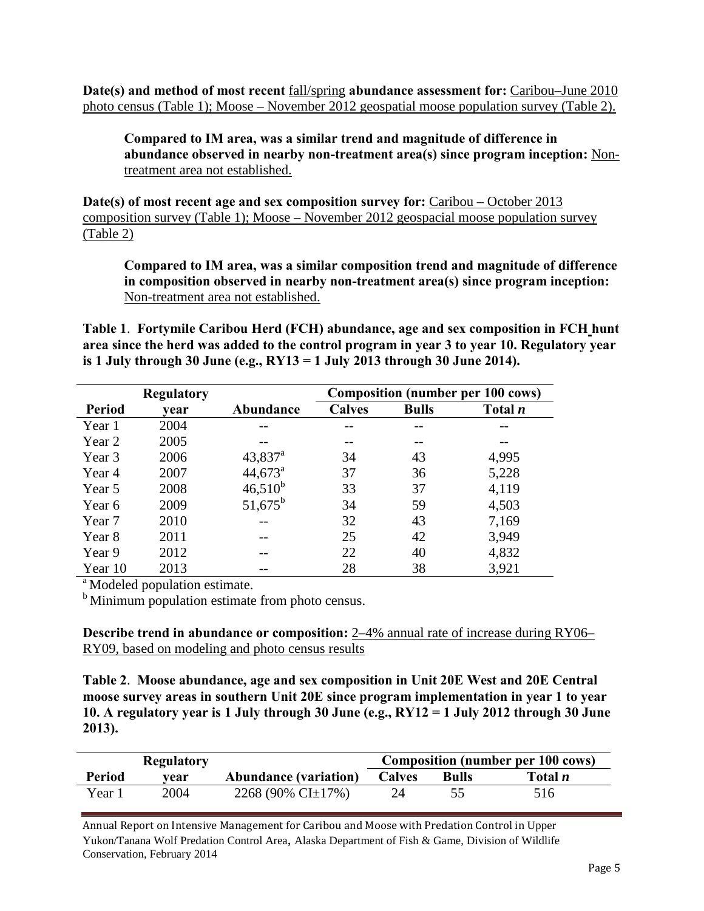**Date(s) and method of most recent** fall/spring **abundance assessment for:** Caribou–June 2010 photo census (Table 1); Moose – November 2012 geospatial moose population survey (Table 2).

> **Compared to IM area, was a similar trend and magnitude of difference in abundance observed in nearby non-treatment area(s) since program inception:** Non-treatment area not established.

**Date(s) of most recent age and sex composition survey for:** Caribou – October 2013 composition survey (Table 1); Moose – November 2012 geospacial moose population survey (Table 2)

> **Compared to IM area, was a similar composition trend and magnitude of difference in composition observed in nearby non-treatment area(s) since program inception:** Non-treatment area not established.

**Table 1**. **Fortymile Caribou Herd (FCH) abundance, age and sex composition in FCH hunt area since the herd was added to the control program in year 3 to year 10. Regulatory year is 1 July through 30 June (e.g., RY13 = 1 July 2013 through 30 June 2014).**

| | Regulatory | | Composition (number per 100 cows) | | |
|---|---|---|---|---|---|
| **Period** | **year** | **Abundance** | **Calves** | **Bulls** | **Total *n*** |
| Year 1 | 2004 | -- | -- | -- | -- |
| Year 2 | 2005 | -- | -- | -- | -- |
| Year 3 | 2006 | 43,837[a] | 34 | 43 | 4,995 |
| Year 4 | 2007 | 44,673[a] | 37 | 36 | 5,228 |
| Year 5 | 2008 | 46,510[b] | 33 | 37 | 4,119 |
| Year 6 | 2009 | 51,675[b] | 34 | 59 | 4,503 |
| Year 7 | 2010 | -- | 32 | 43 | 7,169 |
| Year 8 | 2011 | -- | 25 | 42 | 3,949 |
| Year 9 | 2012 | -- | 22 | 40 | 4,832 |
| Year 10 | 2013 | -- | 28 | 38 | 3,921 |

[a] Modeled population estimate.

[b] Minimum population estimate from photo census.

**Describe trend in abundance or composition:** 2–4% annual rate of increase during RY06–RY09, based on modeling and photo census results

**Table 2**. **Moose abundance, age and sex composition in Unit 20E West and 20E Central moose survey areas in southern Unit 20E since program implementation in year 1 to year 10. A regulatory year is 1 July through 30 June (e.g., RY12 = 1 July 2012 through 30 June 2013).**

| | Regulatory | | Composition (number per 100 cows) | | |
|---|---|---|---|---|---|
| **Period** | **year** | **Abundance (variation)** | **Calves** | **Bulls** | **Total *n*** |
| Year 1 | 2004 | 2268 (90% CI±17%) | 24 | 55 | 516 |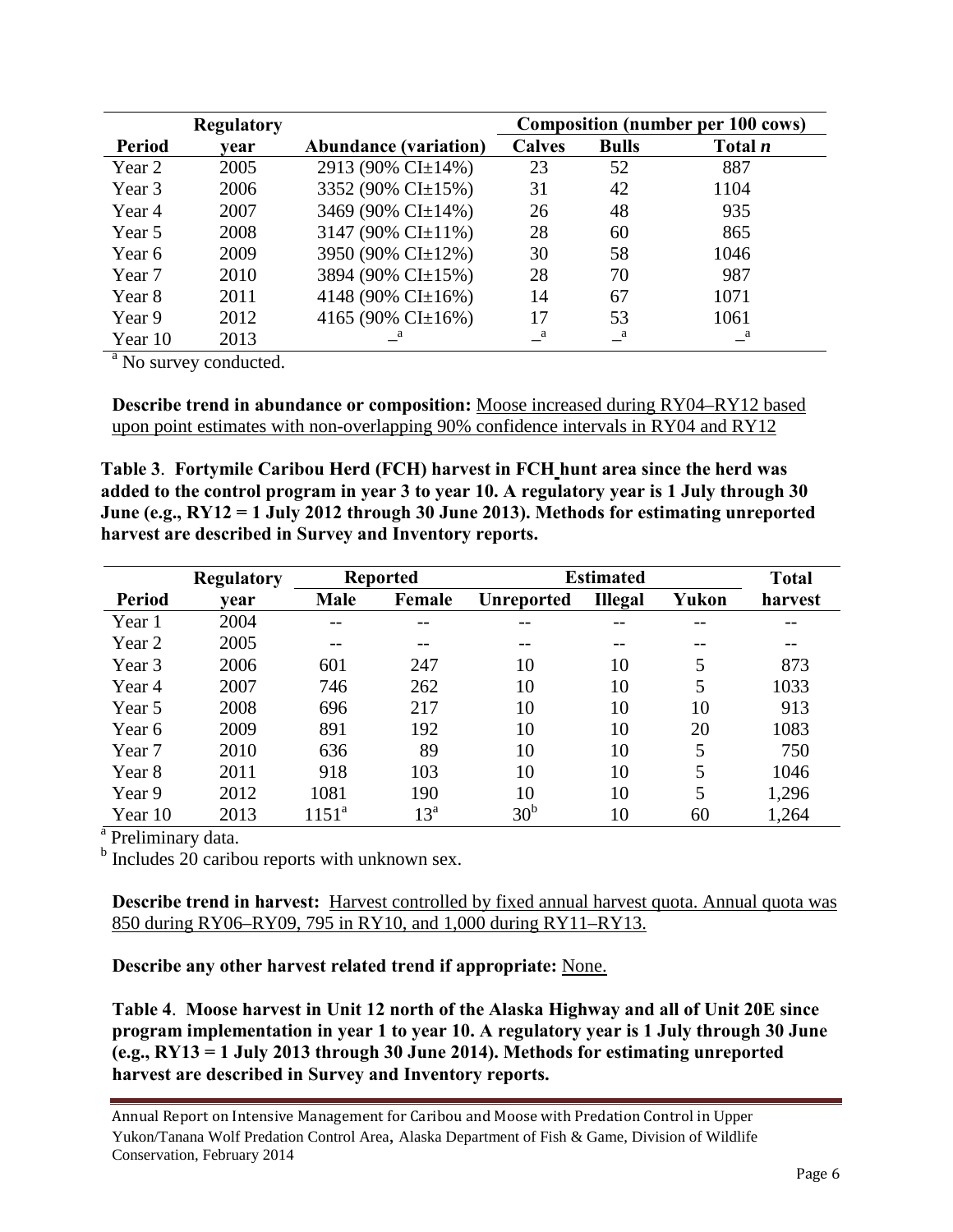| Period | Regulatory year | Abundance (variation) | Composition (number per 100 cows) | | |
|---|---|---|---|---|---|
| | | | Calves | Bulls | Total *n* |
| Year 2 | 2005 | 2913 (90% CI±14%) | 23 | 52 | 887 |
| Year 3 | 2006 | 3352 (90% CI±15%) | 31 | 42 | 1104 |
| Year 4 | 2007 | 3469 (90% CI±14%) | 26 | 48 | 935 |
| Year 5 | 2008 | 3147 (90% CI±11%) | 28 | 60 | 865 |
| Year 6 | 2009 | 3950 (90% CI±12%) | 30 | 58 | 1046 |
| Year 7 | 2010 | 3894 (90% CI±15%) | 28 | 70 | 987 |
| Year 8 | 2011 | 4148 (90% CI±16%) | 14 | 67 | 1071 |
| Year 9 | 2012 | 4165 (90% CI±16%) | 17 | 53 | 1061 |
| Year 10 | 2013 | –[a] | –[a] | –[a] | –[a] |

[a] No survey conducted.

**Describe trend in abundance or composition:** Moose increased during RY04–RY12 based upon point estimates with non-overlapping 90% confidence intervals in RY04 and RY12

**Table 3**. **Fortymile Caribou Herd (FCH) harvest in FCH hunt area since the herd was added to the control program in year 3 to year 10. A regulatory year is 1 July through 30 June (e.g., RY12 = 1 July 2012 through 30 June 2013). Methods for estimating unreported harvest are described in Survey and Inventory reports.**

| Period | Regulatory year | Reported | | Estimated | | | Total harvest |
|---|---|---|---|---|---|---|---|
| | | Male | Female | Unreported | Illegal | Yukon | |
| Year 1 | 2004 | -- | -- | -- | -- | -- | -- |
| Year 2 | 2005 | -- | -- | -- | -- | -- | -- |
| Year 3 | 2006 | 601 | 247 | 10 | 10 | 5 | 873 |
| Year 4 | 2007 | 746 | 262 | 10 | 10 | 5 | 1033 |
| Year 5 | 2008 | 696 | 217 | 10 | 10 | 10 | 913 |
| Year 6 | 2009 | 891 | 192 | 10 | 10 | 20 | 1083 |
| Year 7 | 2010 | 636 | 89 | 10 | 10 | 5 | 750 |
| Year 8 | 2011 | 918 | 103 | 10 | 10 | 5 | 1046 |
| Year 9 | 2012 | 1081 | 190 | 10 | 10 | 5 | 1,296 |
| Year 10 | 2013 | 1151[a] | 13[a] | 30[b] | 10 | 60 | 1,264 |

[a] Preliminary data.
[b] Includes 20 caribou reports with unknown sex.

**Describe trend in harvest:** Harvest controlled by fixed annual harvest quota. Annual quota was 850 during RY06–RY09, 795 in RY10, and 1,000 during RY11–RY13.

**Describe any other harvest related trend if appropriate:** None.

**Table 4**. **Moose harvest in Unit 12 north of the Alaska Highway and all of Unit 20E since program implementation in year 1 to year 10. A regulatory year is 1 July through 30 June (e.g., RY13 = 1 July 2013 through 30 June 2014). Methods for estimating unreported harvest are described in Survey and Inventory reports.**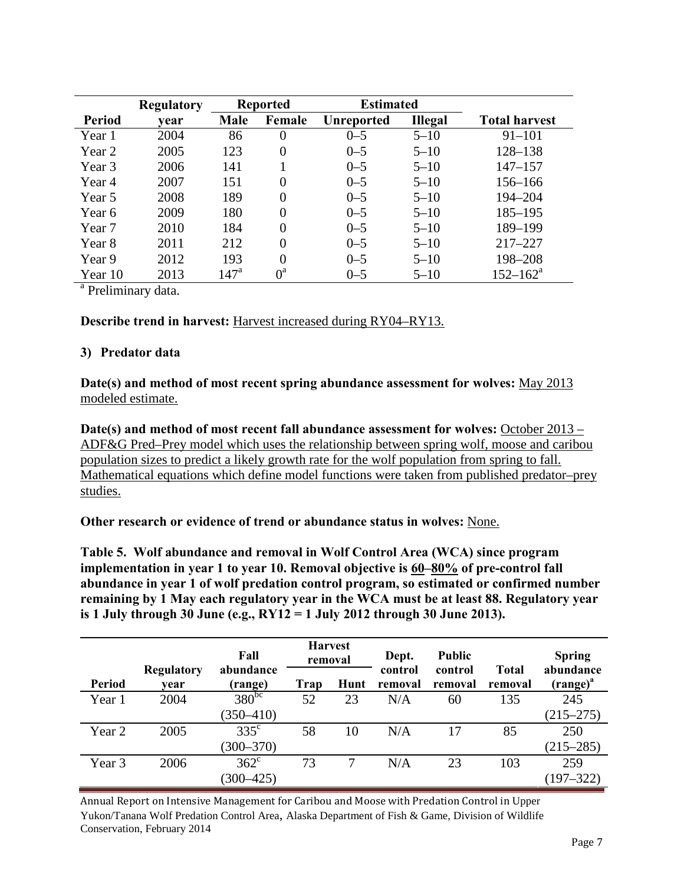| | Regulatory | Reported | | Estimated | | |
|---|---|---|---|---|---|---|
| Period | year | Male | Female | Unreported | Illegal | Total harvest |
| Year 1 | 2004 | 86 | 0 | 0–5 | 5–10 | 91–101 |
| Year 2 | 2005 | 123 | 0 | 0–5 | 5–10 | 128–138 |
| Year 3 | 2006 | 141 | 1 | 0–5 | 5–10 | 147–157 |
| Year 4 | 2007 | 151 | 0 | 0–5 | 5–10 | 156–166 |
| Year 5 | 2008 | 189 | 0 | 0–5 | 5–10 | 194–204 |
| Year 6 | 2009 | 180 | 0 | 0–5 | 5–10 | 185–195 |
| Year 7 | 2010 | 184 | 0 | 0–5 | 5–10 | 189–199 |
| Year 8 | 2011 | 212 | 0 | 0–5 | 5–10 | 217–227 |
| Year 9 | 2012 | 193 | 0 | 0–5 | 5–10 | 198–208 |
| Year 10 | 2013 | 147[a] | 0[a] | 0–5 | 5–10 | 152–162[a] |

[a] Preliminary data.

**Describe trend in harvest:** Harvest increased during RY04–RY13.

### 3) Predator data

**Date(s) and method of most recent spring abundance assessment for wolves:** May 2013 modeled estimate.

**Date(s) and method of most recent fall abundance assessment for wolves:** October 2013 – ADF&G Pred–Prey model which uses the relationship between spring wolf, moose and caribou population sizes to predict a likely growth rate for the wolf population from spring to fall. Mathematical equations which define model functions were taken from published predator–prey studies.

**Other research or evidence of trend or abundance status in wolves:** None.

**Table 5. Wolf abundance and removal in Wolf Control Area (WCA) since program implementation in year 1 to year 10. Removal objective is 60–80% of pre-control fall abundance in year 1 of wolf predation control program, so estimated or confirmed number remaining by 1 May each regulatory year in the WCA must be at least 88. Regulatory year is 1 July through 30 June (e.g., RY12 = 1 July 2012 through 30 June 2013).**

| Period | Regulatory year | Fall abundance (range) | Harvest removal | | Dept. control removal | Public control removal | Total removal | Spring abundance (range)[a] |
|---|---|---|---|---|---|---|---|---|
| | | | Trap | Hunt | | | | |
| Year 1 | 2004 | 380[bc] (350–410) | 52 | 23 | N/A | 60 | 135 | 245 (215–275) |
| Year 2 | 2005 | 335[c] (300–370) | 58 | 10 | N/A | 17 | 85 | 250 (215–285) |
| Year 3 | 2006 | 362[c] (300–425) | 73 | 7 | N/A | 23 | 103 | 259 (197–322) |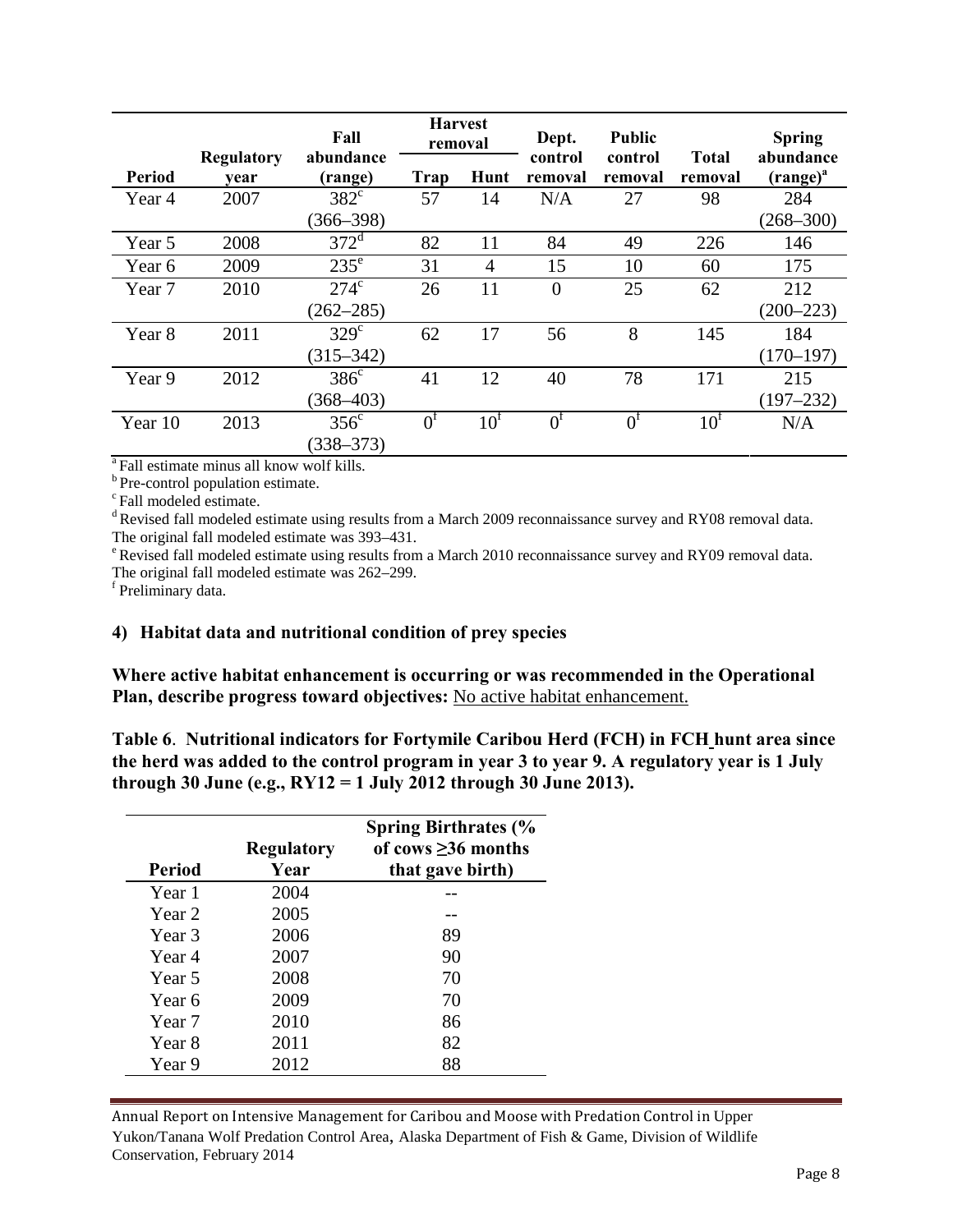| Period | Regulatory year | Fall abundance (range) | Harvest removal | | Dept. control removal | Public control removal | Total removal | Spring abundance (range)[a] |
|---|---|---|---|---|---|---|---|---|
| | | | Trap | Hunt | | | | |
| Year 4 | 2007 | 382[c] (366–398) | 57 | 14 | N/A | 27 | 98 | 284 (268–300) |
| Year 5 | 2008 | 372[d] | 82 | 11 | 84 | 49 | 226 | 146 |
| Year 6 | 2009 | 235[e] | 31 | 4 | 15 | 10 | 60 | 175 |
| Year 7 | 2010 | 274[c] (262–285) | 26 | 11 | 0 | 25 | 62 | 212 (200–223) |
| Year 8 | 2011 | 329[c] (315–342) | 62 | 17 | 56 | 8 | 145 | 184 (170–197) |
| Year 9 | 2012 | 386[c] (368–403) | 41 | 12 | 40 | 78 | 171 | 215 (197–232) |
| Year 10 | 2013 | 356[c] (338–373) | 0[f] | 10[f] | 0[f] | 0[f] | 10[f] | N/A |

[a] Fall estimate minus all know wolf kills.
[b] Pre-control population estimate.
[c] Fall modeled estimate.
[d] Revised fall modeled estimate using results from a March 2009 reconnaissance survey and RY08 removal data. The original fall modeled estimate was 393–431.
[e] Revised fall modeled estimate using results from a March 2010 reconnaissance survey and RY09 removal data. The original fall modeled estimate was 262–299.
[f] Preliminary data.

### 4) Habitat data and nutritional condition of prey species

**Where active habitat enhancement is occurring or was recommended in the Operational Plan, describe progress toward objectives:** No active habitat enhancement.

**Table 6. Nutritional indicators for Fortymile Caribou Herd (FCH) in FCH hunt area since the herd was added to the control program in year 3 to year 9. A regulatory year is 1 July through 30 June (e.g., RY12 = 1 July 2012 through 30 June 2013).**

| Period | Regulatory Year | Spring Birthrates (% of cows ≥36 months that gave birth) |
|---|---|---|
| Year 1 | 2004 | -- |
| Year 2 | 2005 | -- |
| Year 3 | 2006 | 89 |
| Year 4 | 2007 | 90 |
| Year 5 | 2008 | 70 |
| Year 6 | 2009 | 70 |
| Year 7 | 2010 | 86 |
| Year 8 | 2011 | 82 |
| Year 9 | 2012 | 88 |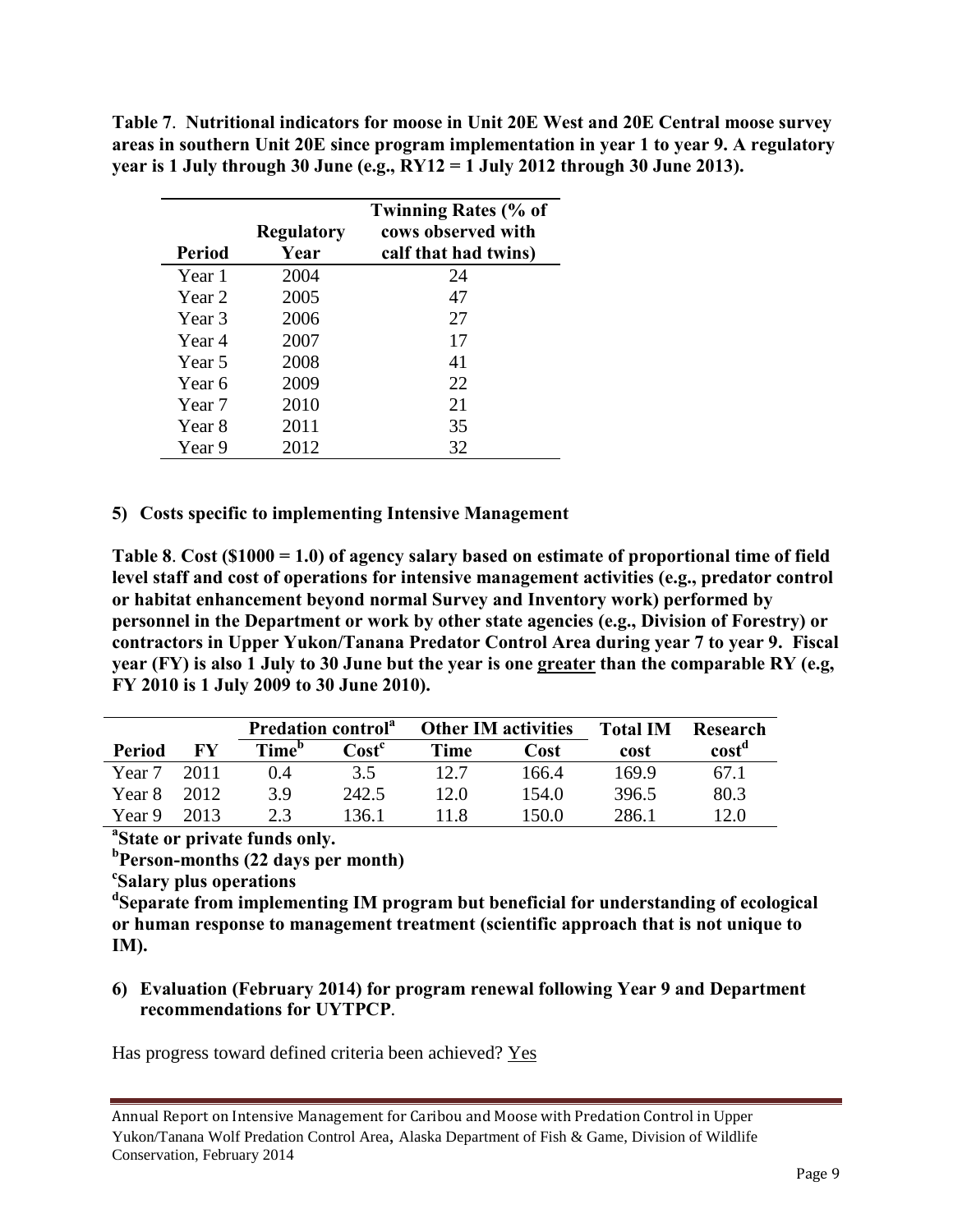**Table 7**. **Nutritional indicators for moose in Unit 20E West and 20E Central moose survey areas in southern Unit 20E since program implementation in year 1 to year 9. A regulatory year is 1 July through 30 June (e.g., RY12 = 1 July 2012 through 30 June 2013).**

| Period | Regulatory Year | Twinning Rates (% of cows observed with calf that had twins) |
|---|---|---|
| Year 1 | 2004 | 24 |
| Year 2 | 2005 | 47 |
| Year 3 | 2006 | 27 |
| Year 4 | 2007 | 17 |
| Year 5 | 2008 | 41 |
| Year 6 | 2009 | 22 |
| Year 7 | 2010 | 21 |
| Year 8 | 2011 | 35 |
| Year 9 | 2012 | 32 |

**5) Costs specific to implementing Intensive Management**

**Table 8**. **Cost ($1000 = 1.0) of agency salary based on estimate of proportional time of field level staff and cost of operations for intensive management activities (e.g., predator control or habitat enhancement beyond normal Survey and Inventory work) performed by personnel in the Department or work by other state agencies (e.g., Division of Forestry) or contractors in Upper Yukon/Tanana Predator Control Area during year 7 to year 9. Fiscal year (FY) is also 1 July to 30 June but the year is one <u>greater</u> than the comparable RY (e.g, FY 2010 is 1 July 2009 to 30 June 2010).**

| | | Predation control[a] | | Other IM activities | | Total IM | Research |
|---|---|---|---|---|---|---|---|
| **Period** | **FY** | **Time[b]** | **Cost[c]** | **Time** | **Cost** | **cost** | **cost[d]** |
| Year 7 | 2011 | 0.4 | 3.5 | 12.7 | 166.4 | 169.9 | 67.1 |
| Year 8 | 2012 | 3.9 | 242.5 | 12.0 | 154.0 | 396.5 | 80.3 |
| Year 9 | 2013 | 2.3 | 136.1 | 11.8 | 150.0 | 286.1 | 12.0 |

[a]**State or private funds only.**

[b]**Person-months (22 days per month)**

[c]**Salary plus operations**

[d]**Separate from implementing IM program but beneficial for understanding of ecological or human response to management treatment (scientific approach that is not unique to IM).**

**6) Evaluation (February 2014) for program renewal following Year 9 and Department recommendations for UYTPCP**.

Has progress toward defined criteria been achieved? <u>Yes</u>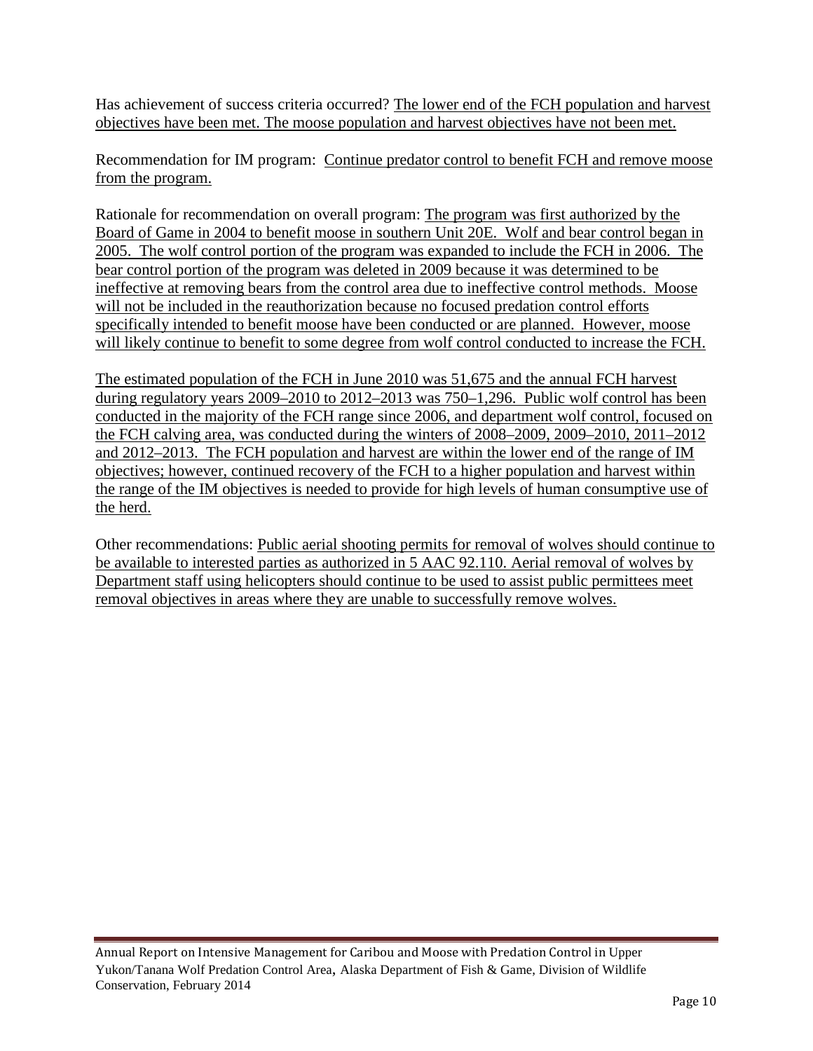Has achievement of success criteria occurred? The lower end of the FCH population and harvest objectives have been met. The moose population and harvest objectives have not been met.

Recommendation for IM program: Continue predator control to benefit FCH and remove moose from the program.

Rationale for recommendation on overall program: The program was first authorized by the Board of Game in 2004 to benefit moose in southern Unit 20E. Wolf and bear control began in 2005. The wolf control portion of the program was expanded to include the FCH in 2006. The bear control portion of the program was deleted in 2009 because it was determined to be ineffective at removing bears from the control area due to ineffective control methods. Moose will not be included in the reauthorization because no focused predation control efforts specifically intended to benefit moose have been conducted or are planned. However, moose will likely continue to benefit to some degree from wolf control conducted to increase the FCH.

The estimated population of the FCH in June 2010 was 51,675 and the annual FCH harvest during regulatory years 2009–2010 to 2012–2013 was 750–1,296. Public wolf control has been conducted in the majority of the FCH range since 2006, and department wolf control, focused on the FCH calving area, was conducted during the winters of 2008–2009, 2009–2010, 2011–2012 and 2012–2013. The FCH population and harvest are within the lower end of the range of IM objectives; however, continued recovery of the FCH to a higher population and harvest within the range of the IM objectives is needed to provide for high levels of human consumptive use of the herd.

Other recommendations: Public aerial shooting permits for removal of wolves should continue to be available to interested parties as authorized in 5 AAC 92.110. Aerial removal of wolves by Department staff using helicopters should continue to be used to assist public permittees meet removal objectives in areas where they are unable to successfully remove wolves.